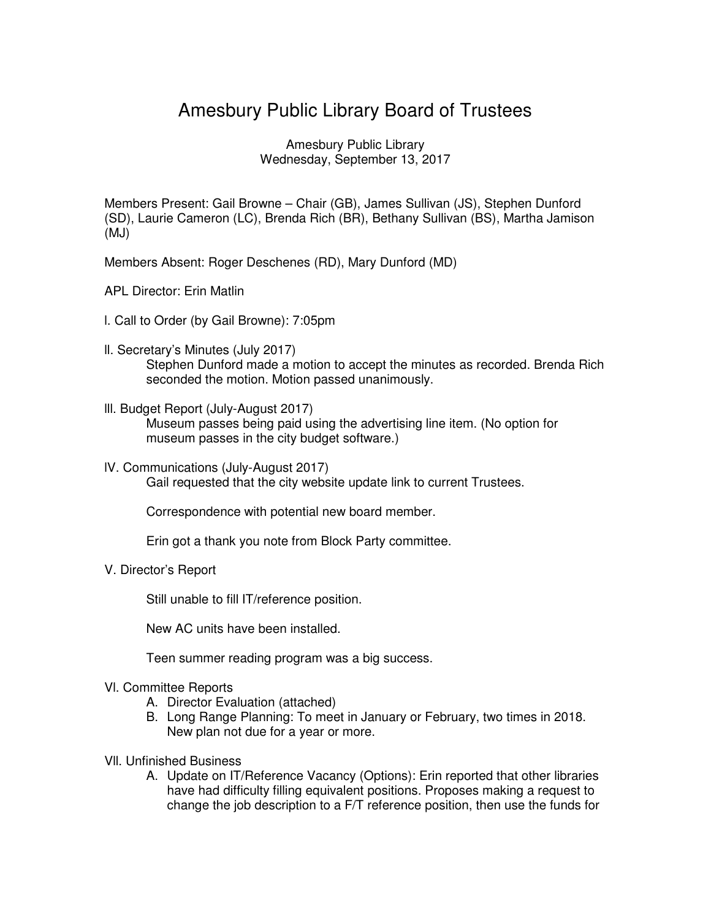# Amesbury Public Library Board of Trustees

Amesbury Public Library
Wednesday, September 13, 2017

Members Present: Gail Browne – Chair (GB), James Sullivan (JS), Stephen Dunford (SD), Laurie Cameron (LC), Brenda Rich (BR), Bethany Sullivan (BS), Martha Jamison (MJ)

Members Absent: Roger Deschenes (RD), Mary Dunford (MD)

APL Director: Erin Matlin

I. Call to Order (by Gail Browne): 7:05pm

II. Secretary's Minutes (July 2017)

Stephen Dunford made a motion to accept the minutes as recorded. Brenda Rich seconded the motion. Motion passed unanimously.

III. Budget Report (July-August 2017)

Museum passes being paid using the advertising line item. (No option for museum passes in the city budget software.)

IV. Communications (July-August 2017)

Gail requested that the city website update link to current Trustees.

Correspondence with potential new board member.

Erin got a thank you note from Block Party committee.

V. Director's Report

Still unable to fill IT/reference position.

New AC units have been installed.

Teen summer reading program was a big success.

VI. Committee Reports

A. Director Evaluation (attached)
B. Long Range Planning: To meet in January or February, two times in 2018. New plan not due for a year or more.

VII. Unfinished Business

A. Update on IT/Reference Vacancy (Options): Erin reported that other libraries have had difficulty filling equivalent positions. Proposes making a request to change the job description to a F/T reference position, then use the funds for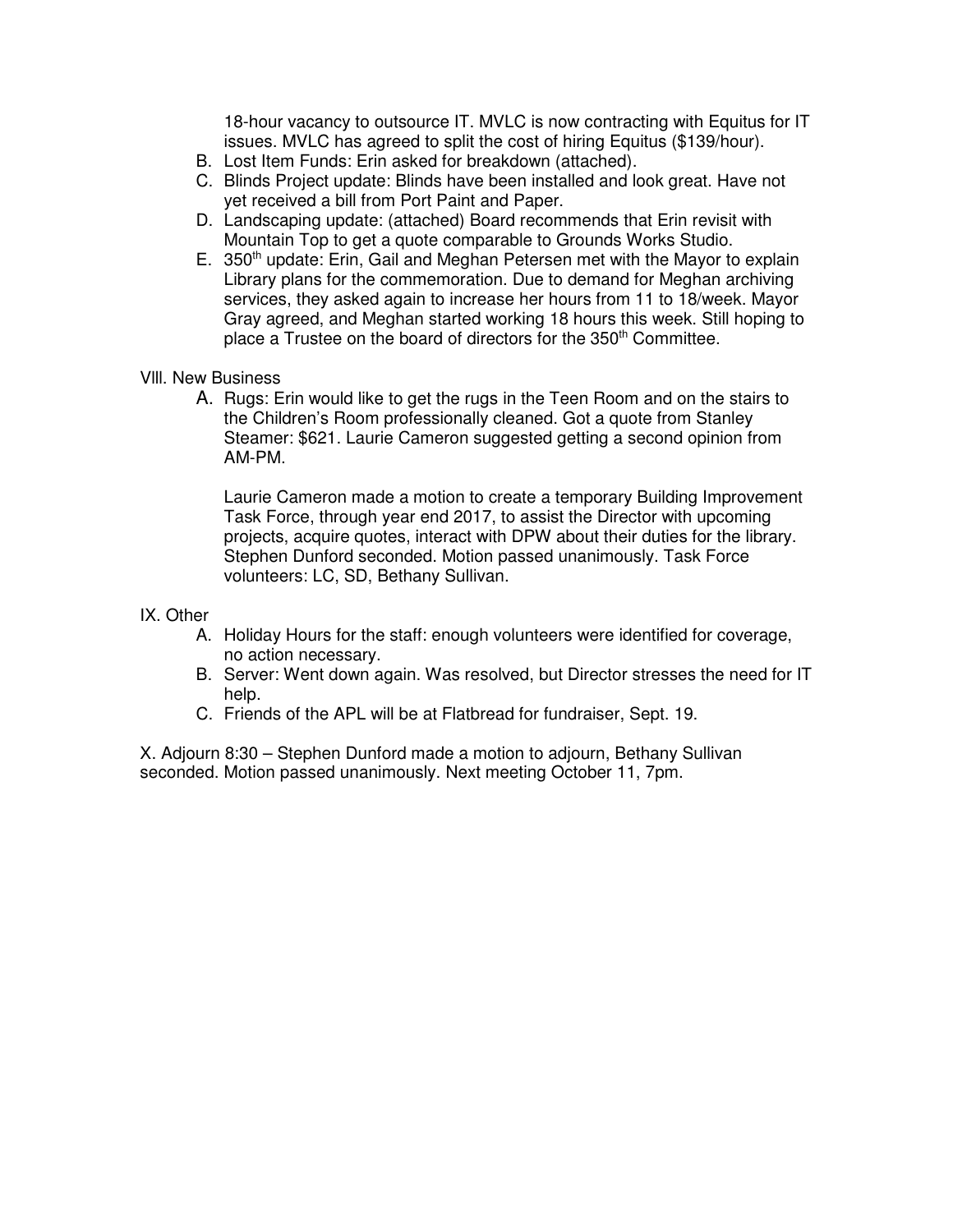18-hour vacancy to outsource IT. MVLC is now contracting with Equitus for IT issues. MVLC has agreed to split the cost of hiring Equitus ($139/hour).

B. Lost Item Funds: Erin asked for breakdown (attached).

C. Blinds Project update: Blinds have been installed and look great. Have not yet received a bill from Port Paint and Paper.

D. Landscaping update: (attached) Board recommends that Erin revisit with Mountain Top to get a quote comparable to Grounds Works Studio.

E. 350th update: Erin, Gail and Meghan Petersen met with the Mayor to explain Library plans for the commemoration. Due to demand for Meghan archiving services, they asked again to increase her hours from 11 to 18/week. Mayor Gray agreed, and Meghan started working 18 hours this week. Still hoping to place a Trustee on the board of directors for the 350th Committee.

VIII. New Business

A. Rugs: Erin would like to get the rugs in the Teen Room and on the stairs to the Children's Room professionally cleaned. Got a quote from Stanley Steamer: $621. Laurie Cameron suggested getting a second opinion from AM-PM.

Laurie Cameron made a motion to create a temporary Building Improvement Task Force, through year end 2017, to assist the Director with upcoming projects, acquire quotes, interact with DPW about their duties for the library. Stephen Dunford seconded. Motion passed unanimously. Task Force volunteers: LC, SD, Bethany Sullivan.

IX. Other

A. Holiday Hours for the staff: enough volunteers were identified for coverage, no action necessary.

B. Server: Went down again. Was resolved, but Director stresses the need for IT help.

C. Friends of the APL will be at Flatbread for fundraiser, Sept. 19.

X. Adjourn 8:30 – Stephen Dunford made a motion to adjourn, Bethany Sullivan seconded. Motion passed unanimously. Next meeting October 11, 7pm.